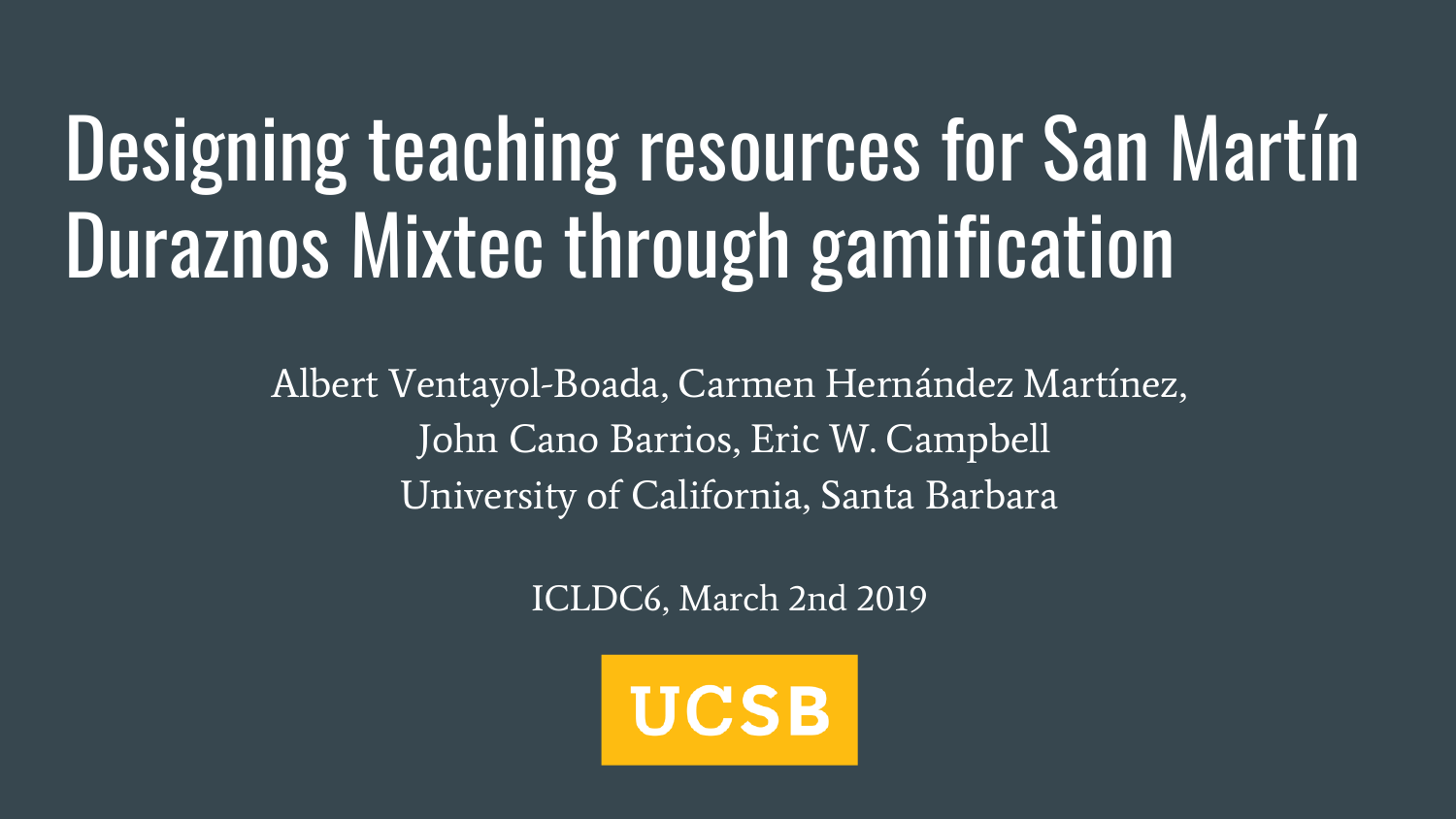# Designing teaching resources for San Martín Duraznos Mixtec through gamification

Albert Ventayol-Boada, Carmen Hernández Martínez, John Cano Barrios, Eric W. Campbell

University of California, Santa Barbara

ICLDC6, March 2nd 2019

UCSB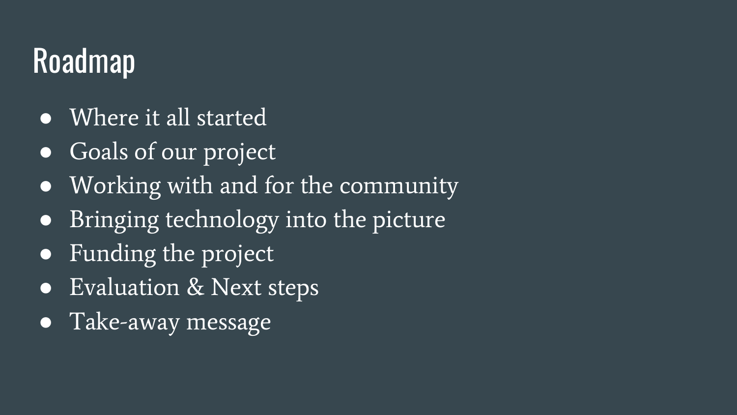# Roadmap

- Where it all started
- Goals of our project
- Working with and for the community
- Bringing technology into the picture
- Funding the project
- Evaluation & Next steps
- Take-away message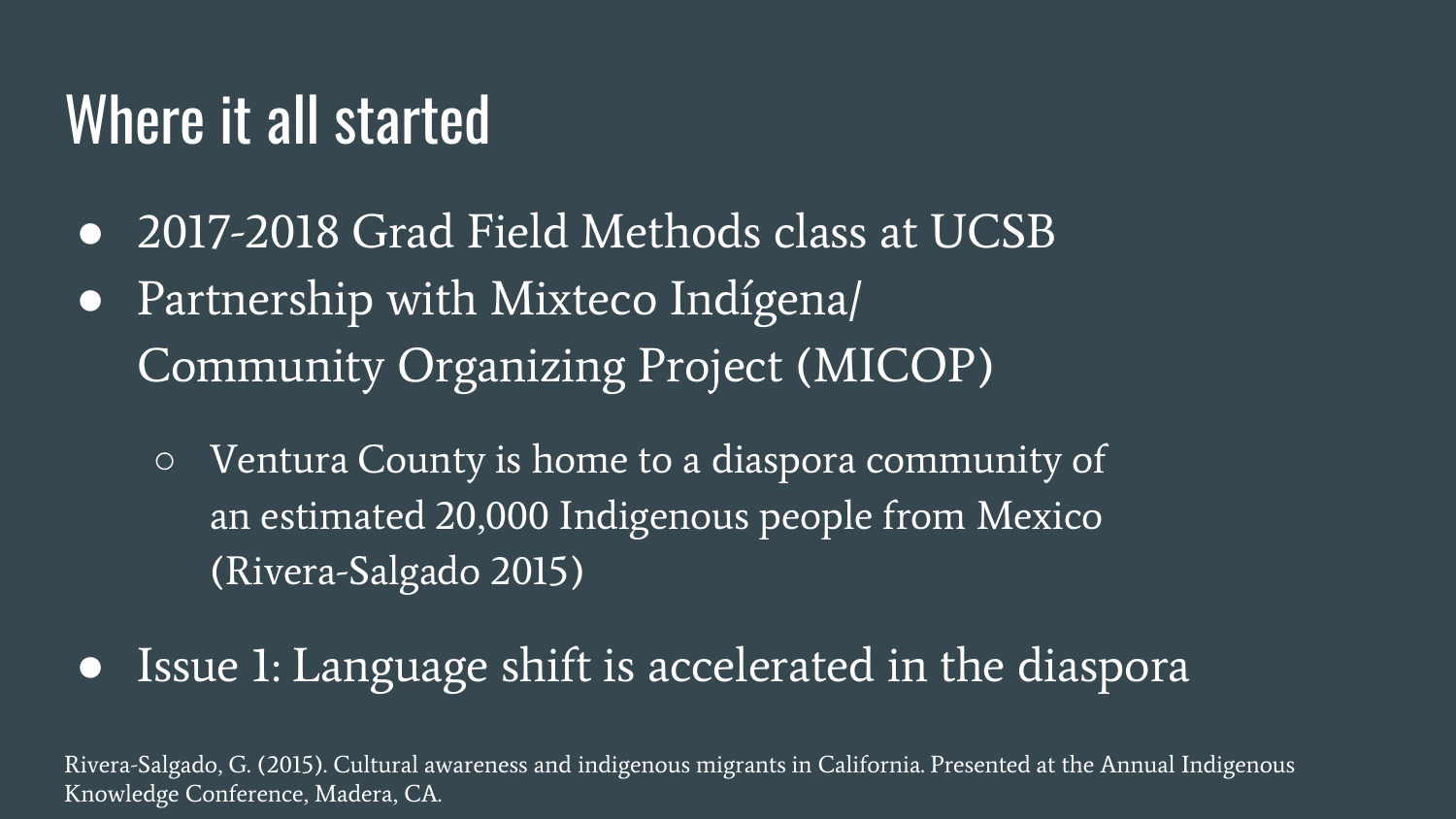# Where it all started

- 2017-2018 Grad Field Methods class at UCSB
- Partnership with Mixteco Indígena/ Community Organizing Project (MICOP)
    - Ventura County is home to a diaspora community of an estimated 20,000 Indigenous people from Mexico (Rivera-Salgado 2015)
- Issue 1: Language shift is accelerated in the diaspora

Rivera-Salgado, G. (2015). Cultural awareness and indigenous migrants in California. Presented at the Annual Indigenous Knowledge Conference, Madera, CA.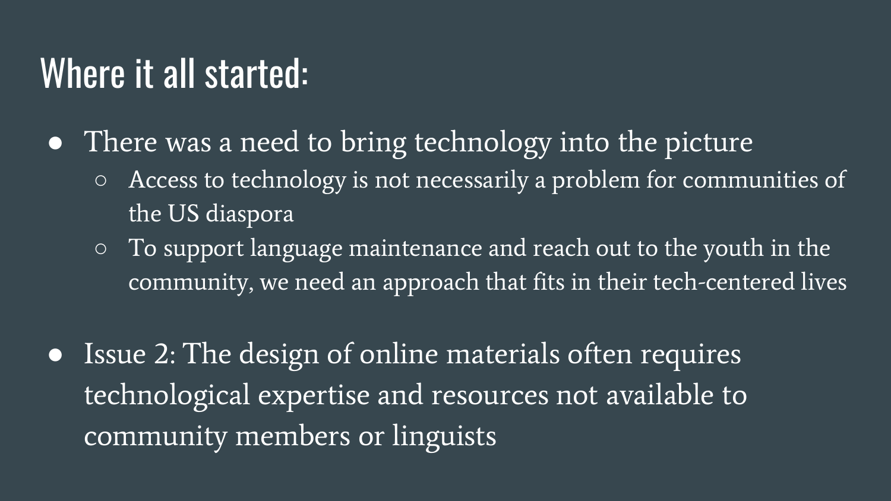# Where it all started:

- There was a need to bring technology into the picture
  - Access to technology is not necessarily a problem for communities of the US diaspora
  - To support language maintenance and reach out to the youth in the community, we need an approach that fits in their tech-centered lives

- Issue 2: The design of online materials often requires technological expertise and resources not available to community members or linguists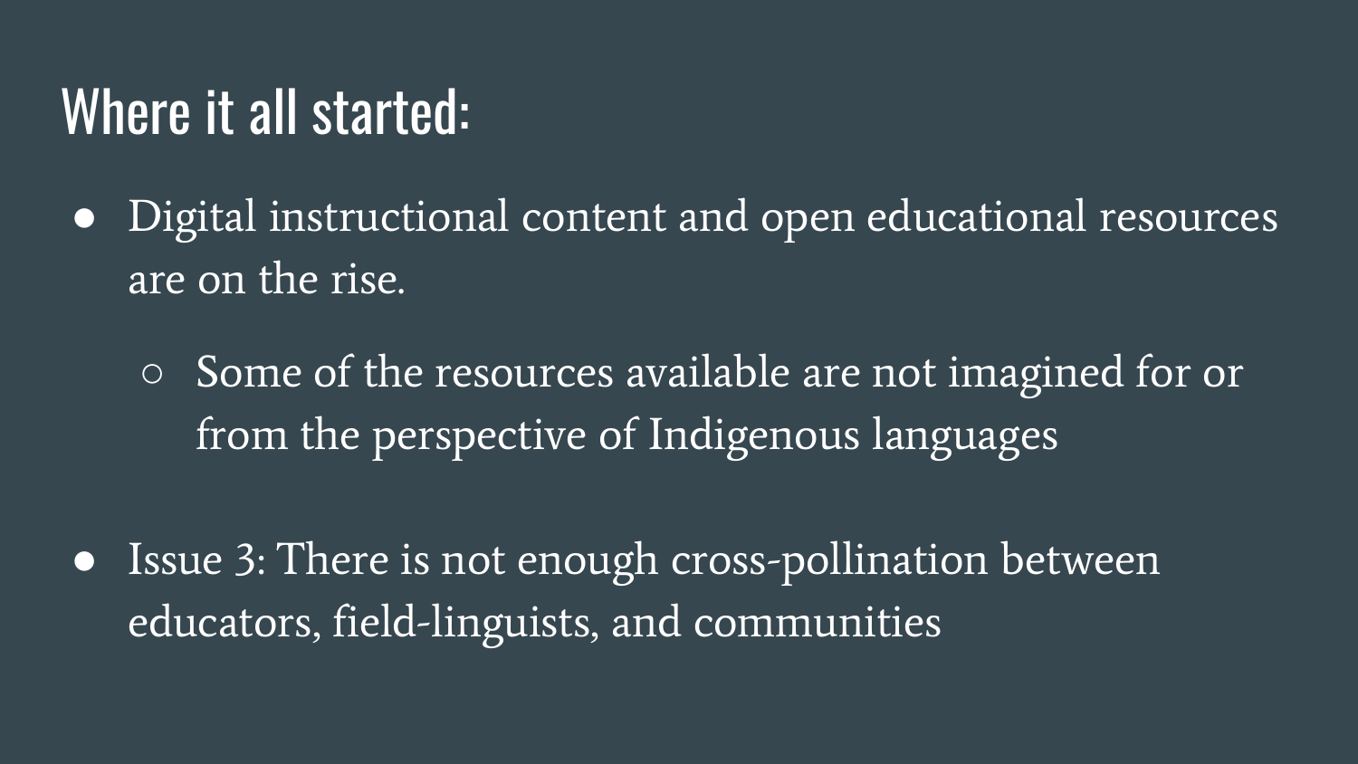# Where it all started:

- Digital instructional content and open educational resources are on the rise.
  - Some of the resources available are not imagined for or from the perspective of Indigenous languages
- Issue 3: There is not enough cross-pollination between educators, field-linguists, and communities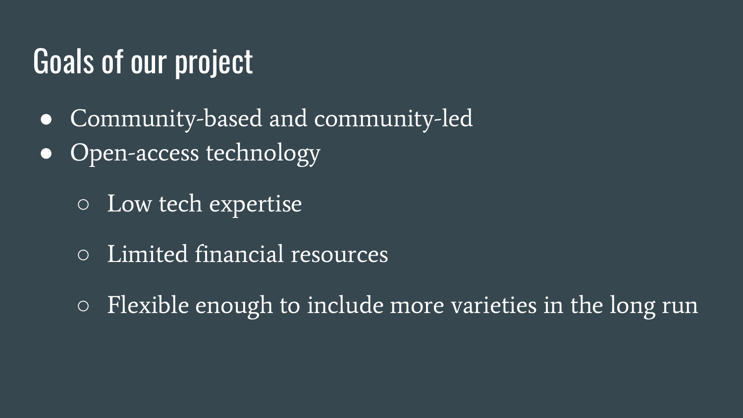# Goals of our project

- Community-based and community-led
- Open-access technology
  - Low tech expertise
  - Limited financial resources
  - Flexible enough to include more varieties in the long run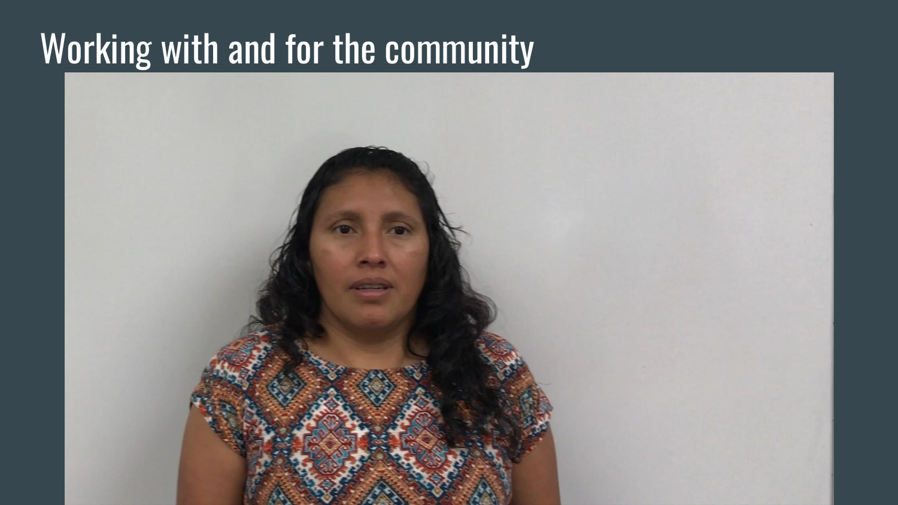# Working with and for the community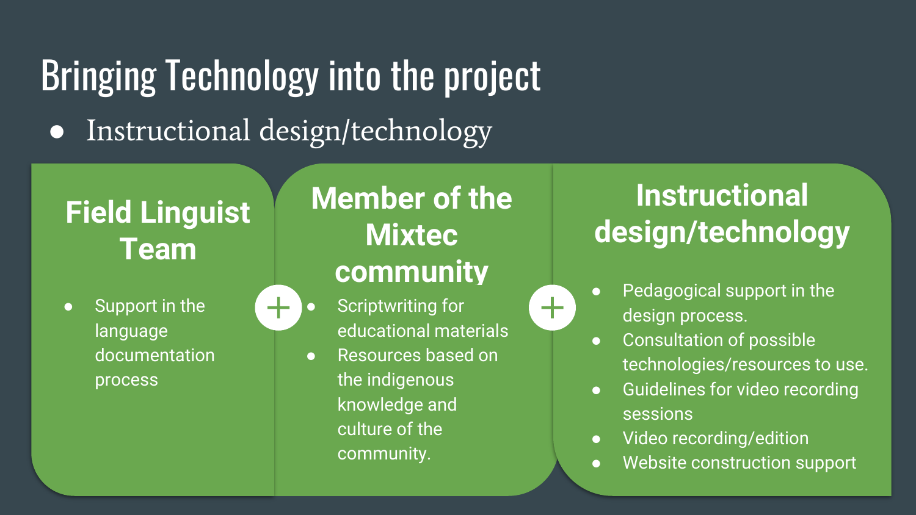# Bringing Technology into the project

- Instructional design/technology

### Field Linguist Team

- Support in the language documentation process

+

### Member of the Mixtec community

- Scriptwriting for educational materials
- Resources based on the indigenous knowledge and culture of the community.

+

### Instructional design/technology

- Pedagogical support in the design process.
- Consultation of possible technologies/resources to use.
- Guidelines for video recording sessions
- Video recording/edition
- Website construction support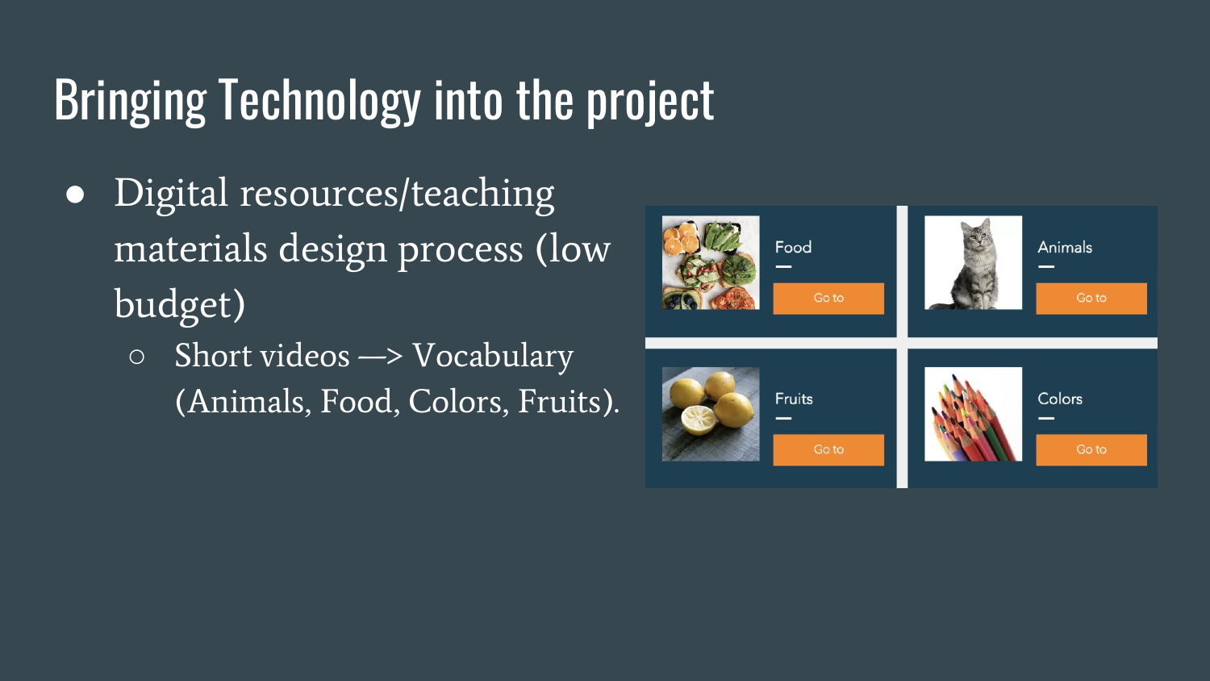# Bringing Technology into the project

- Digital resources/teaching materials design process (low budget)
  - Short videos —> Vocabulary (Animals, Food, Colors, Fruits).

Food

Go to

Animals

Go to

Fruits

Go to

Colors

Go to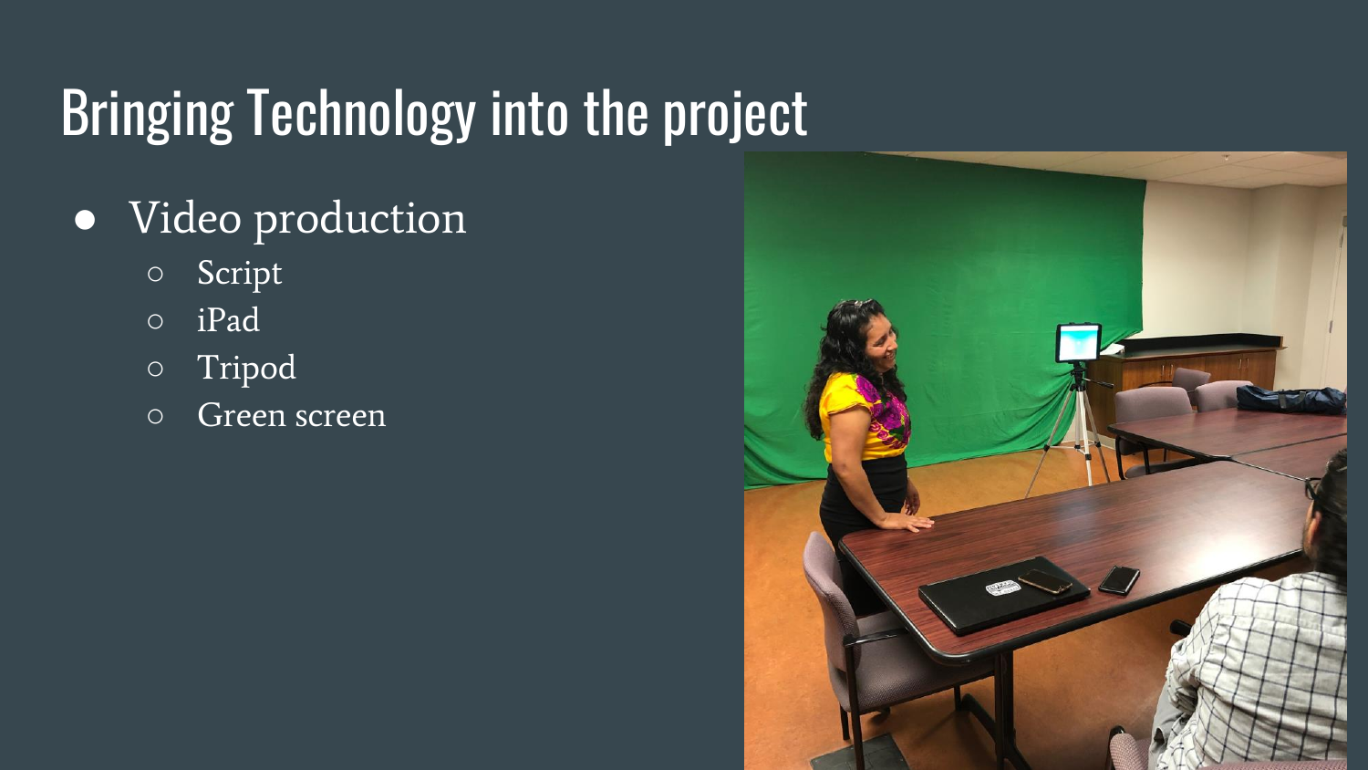# Bringing Technology into the project

- Video production
  - Script
  - iPad
  - Tripod
  - Green screen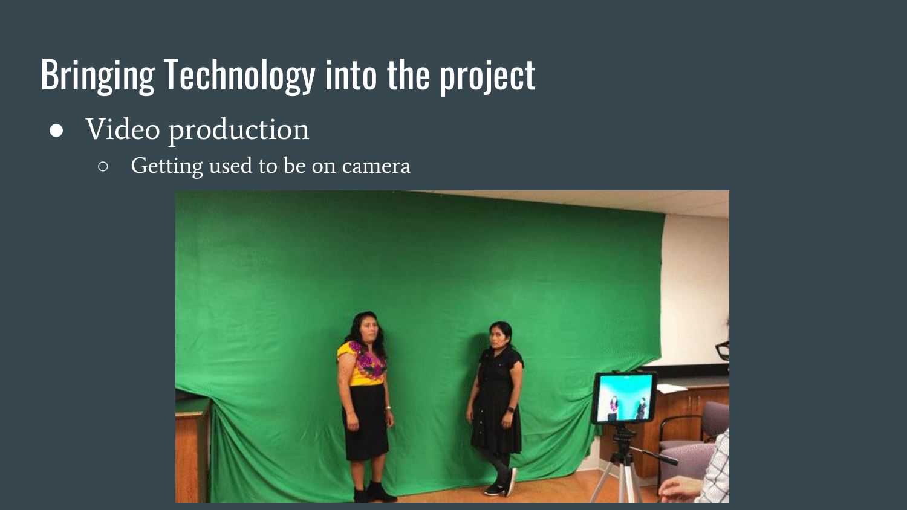# Bringing Technology into the project

- Video production
  - Getting used to be on camera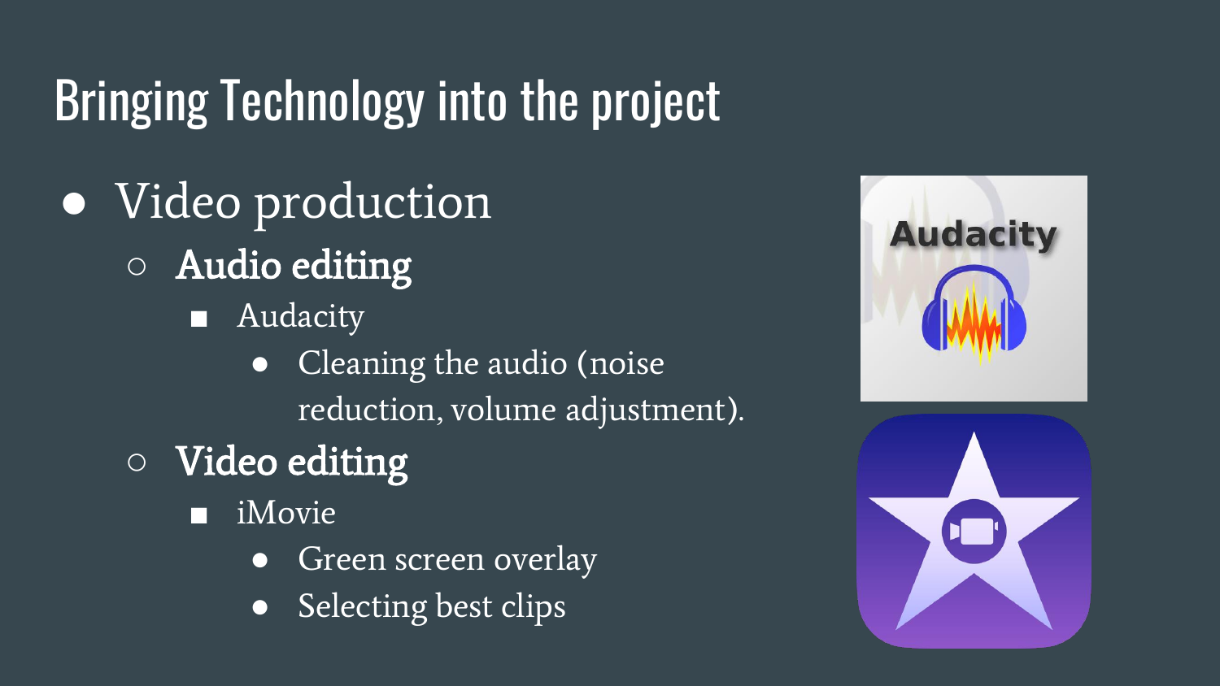# Bringing Technology into the project

- Video production
  - **Audio editing**
    - Audacity
      - Cleaning the audio (noise reduction, volume adjustment).
  - **Video editing**
    - iMovie
      - Green screen overlay
      - Selecting best clips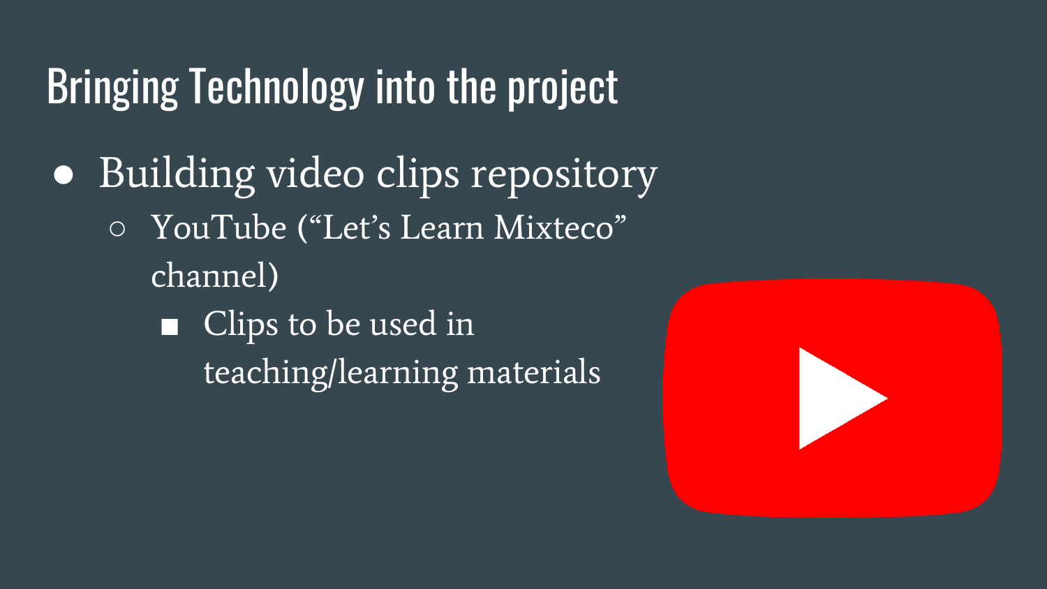# Bringing Technology into the project

- Building video clips repository
  - YouTube (“Let’s Learn Mixteco” channel)
    - Clips to be used in teaching/learning materials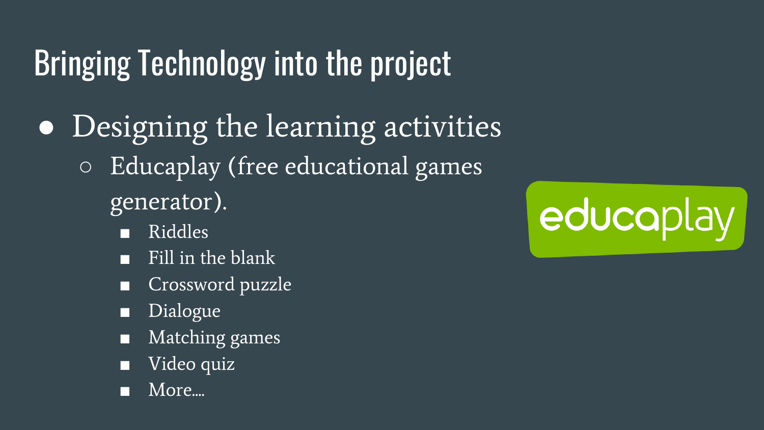# Bringing Technology into the project

- Designing the learning activities
  - Educaplay (free educational games generator).
    - Riddles
    - Fill in the blank
    - Crossword puzzle
    - Dialogue
    - Matching games
    - Video quiz
    - More....

educaplay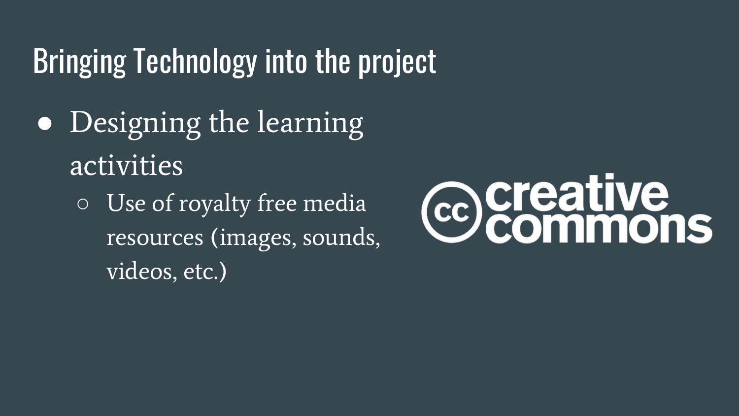# Bringing Technology into the project

- Designing the learning activities
  - Use of royalty free media resources (images, sounds, videos, etc.)

creative commons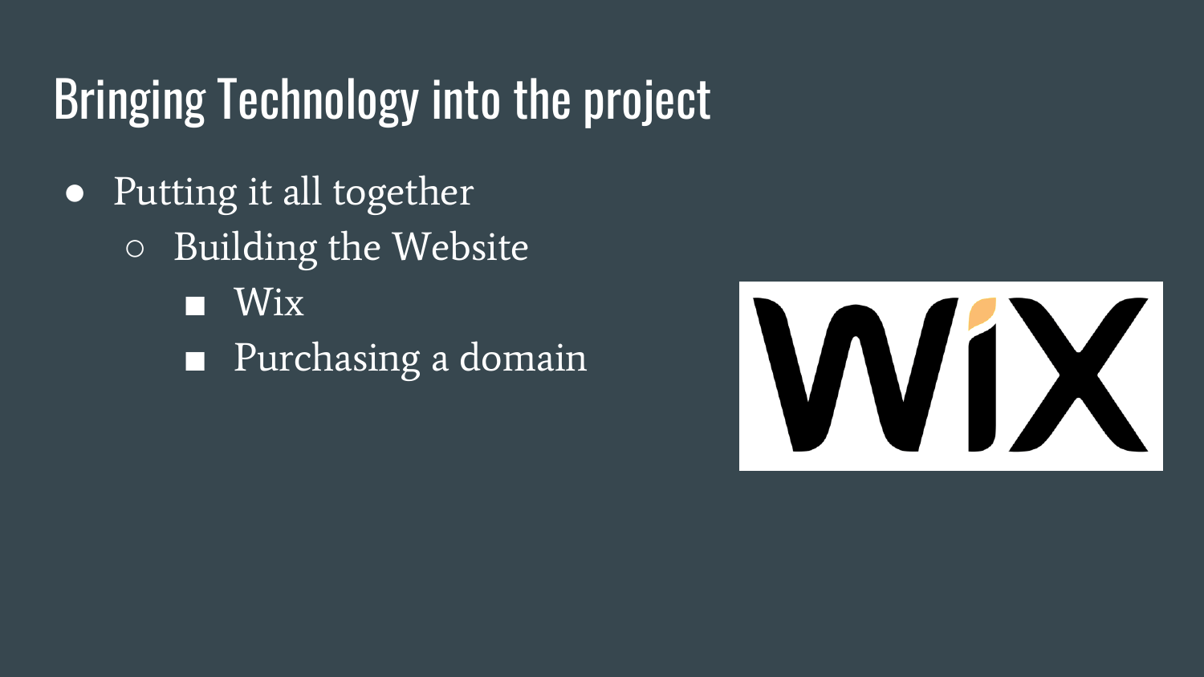# Bringing Technology into the project

- Putting it all together
  - Building the Website
    - Wix
    - Purchasing a domain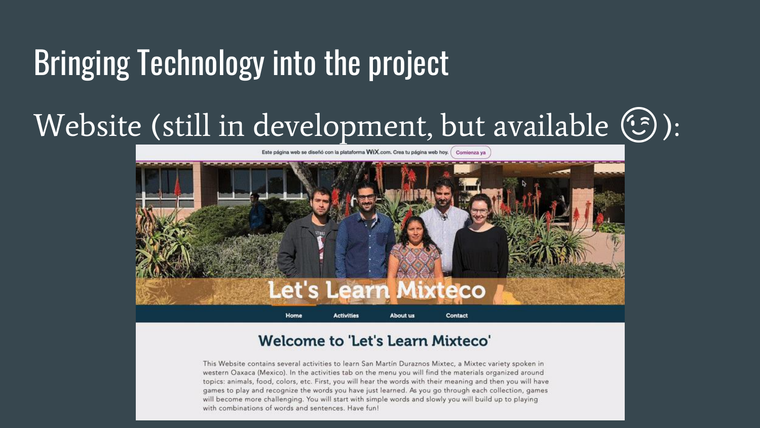# Bringing Technology into the project

Website (still in development, but available 😉):

Este página web se diseñó con la plataforma WIX.com. Crea tu página web hoy. Comienza ya

Let's Learn Mixteco

Home Activities About us Contact

## Welcome to 'Let's Learn Mixteco'

This Website contains several activities to learn San Martín Duraznos Mixtec, a Mixtec variety spoken in western Oaxaca (Mexico). In the activities tab on the menu you will find the materials organized around topics: animals, food, colors, etc. First, you will hear the words with their meaning and then you will have games to play and recognize the words you have just learned. As you go through each collection, games will become more challenging. You will start with simple words and slowly you will build up to playing with combinations of words and sentences. Have fun!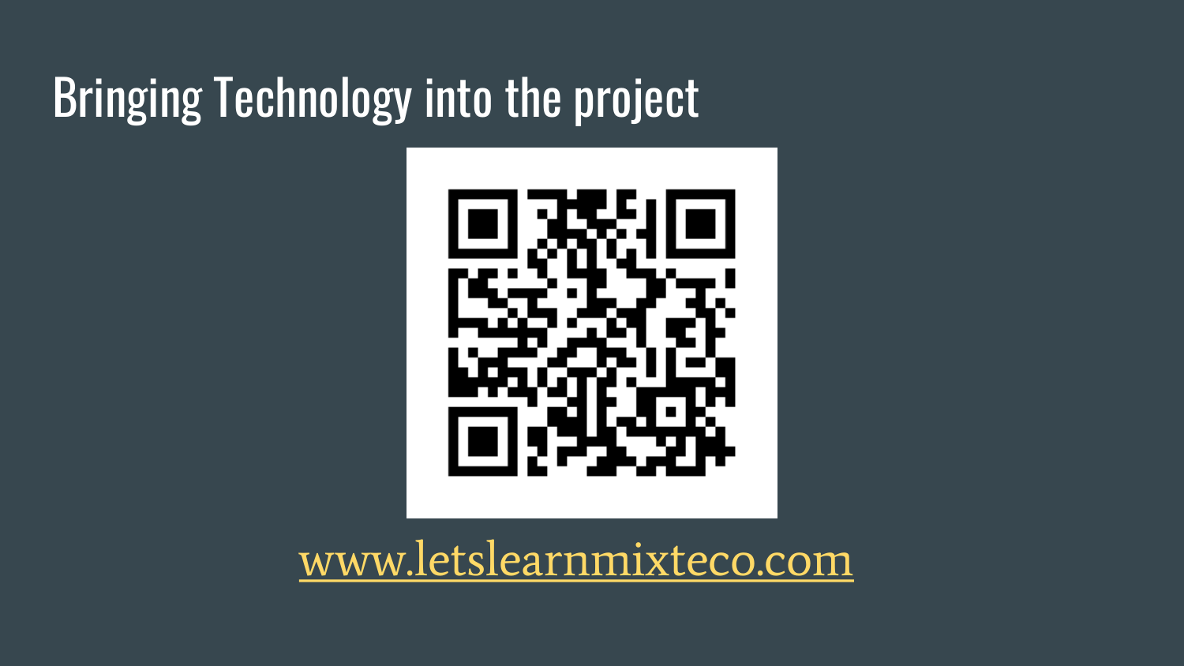# Bringing Technology into the project

www.letslearnmixteco.com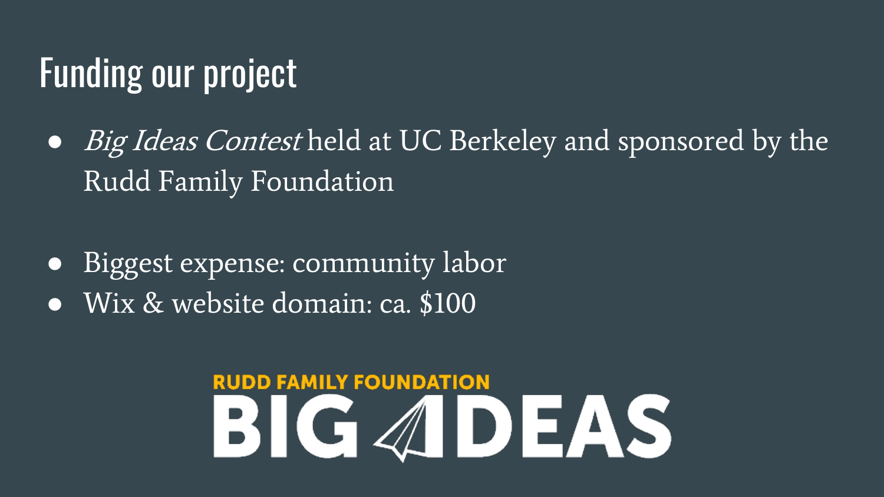# Funding our project

- *Big Ideas Contest* held at UC Berkeley and sponsored by the Rudd Family Foundation

- Biggest expense: community labor
- Wix & website domain: ca. $100

RUDD FAMILY FOUNDATION
BIG IDEAS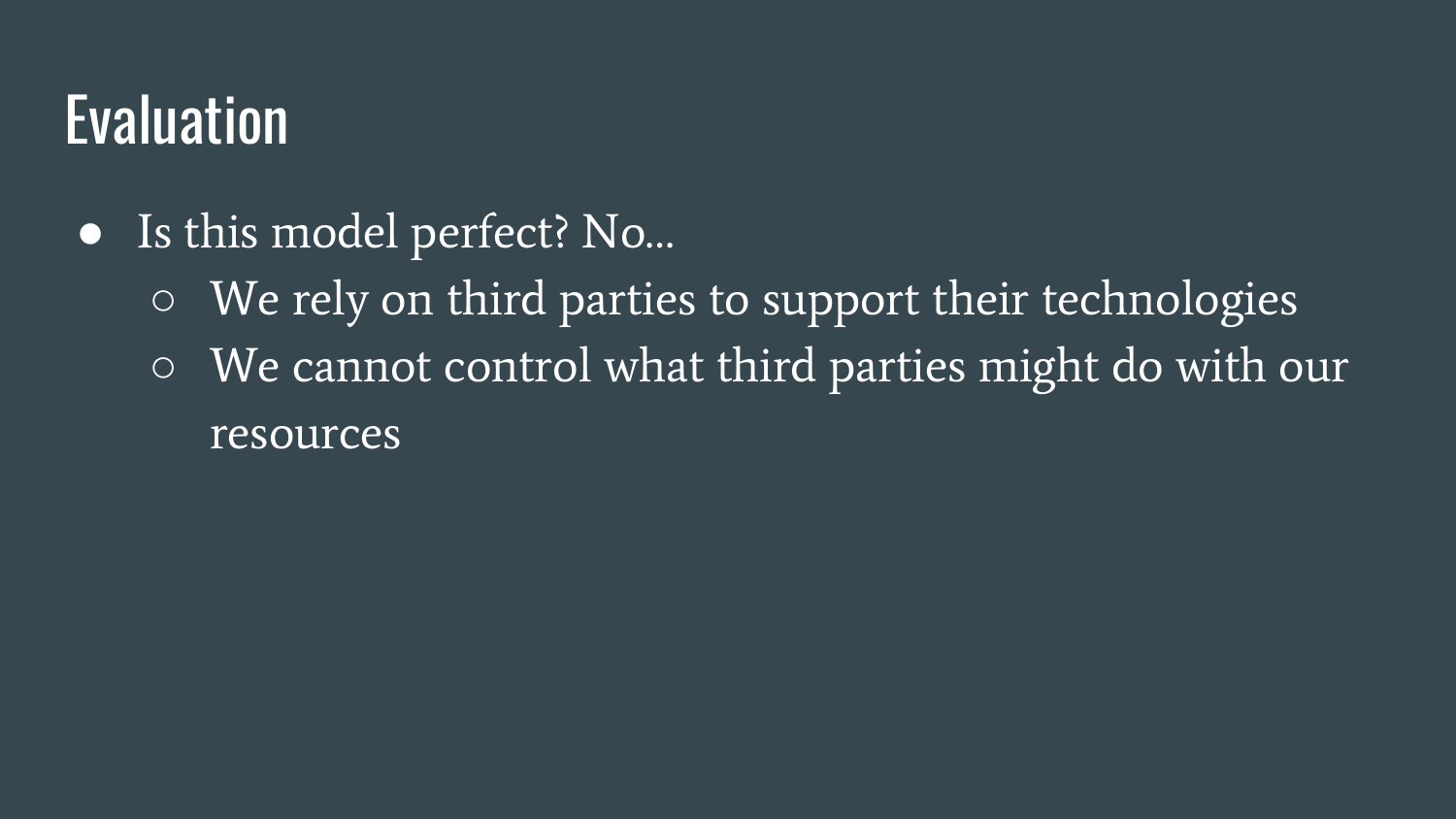# Evaluation

- Is this model perfect? No...
  - We rely on third parties to support their technologies
  - We cannot control what third parties might do with our resources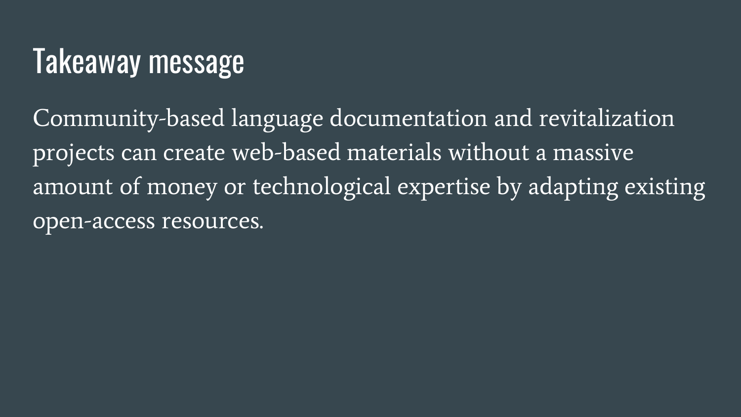# Takeaway message

Community-based language documentation and revitalization projects can create web-based materials without a massive amount of money or technological expertise by adapting existing open-access resources.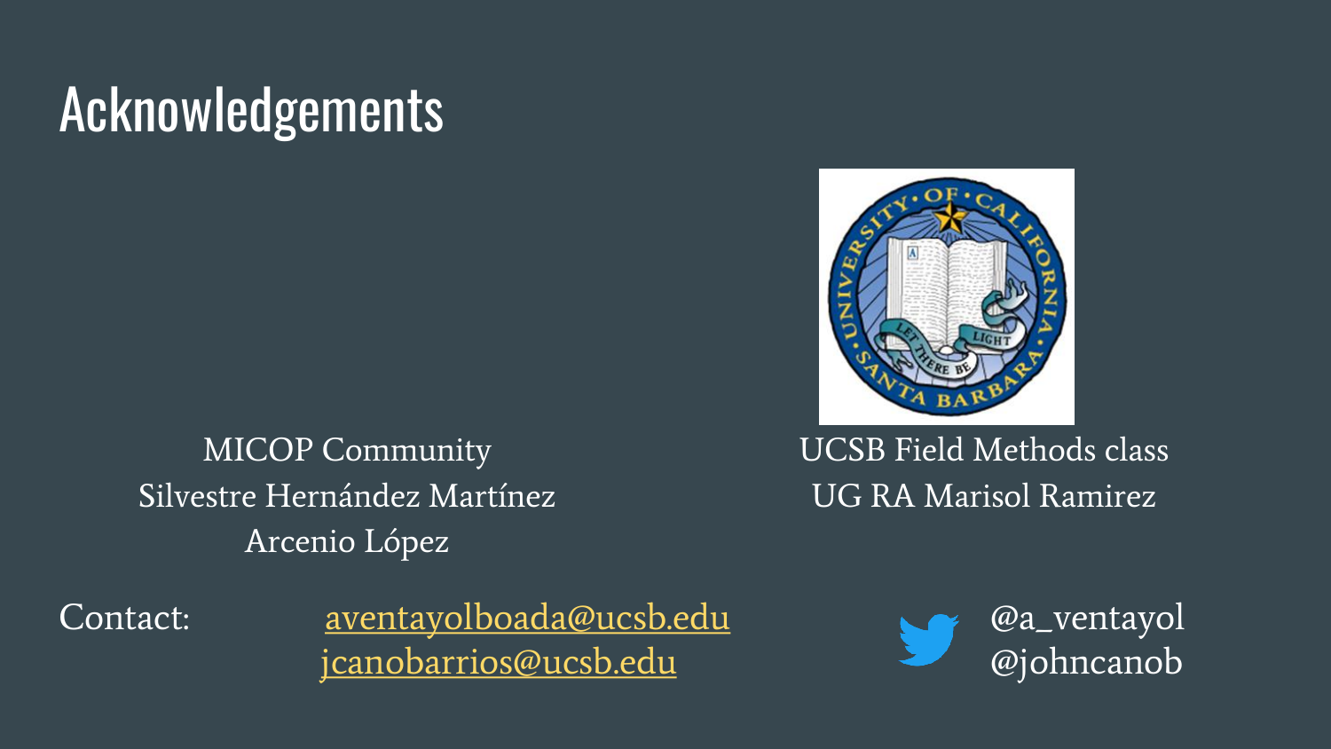# Acknowledgements

MICOP Community
Silvestre Hernández Martínez
Arcenio López

UCSB Field Methods class
UG RA Marisol Ramirez

Contact: aventayolboada@ucsb.edu
jcanobarrios@ucsb.edu

@a_ventayol
@johncanob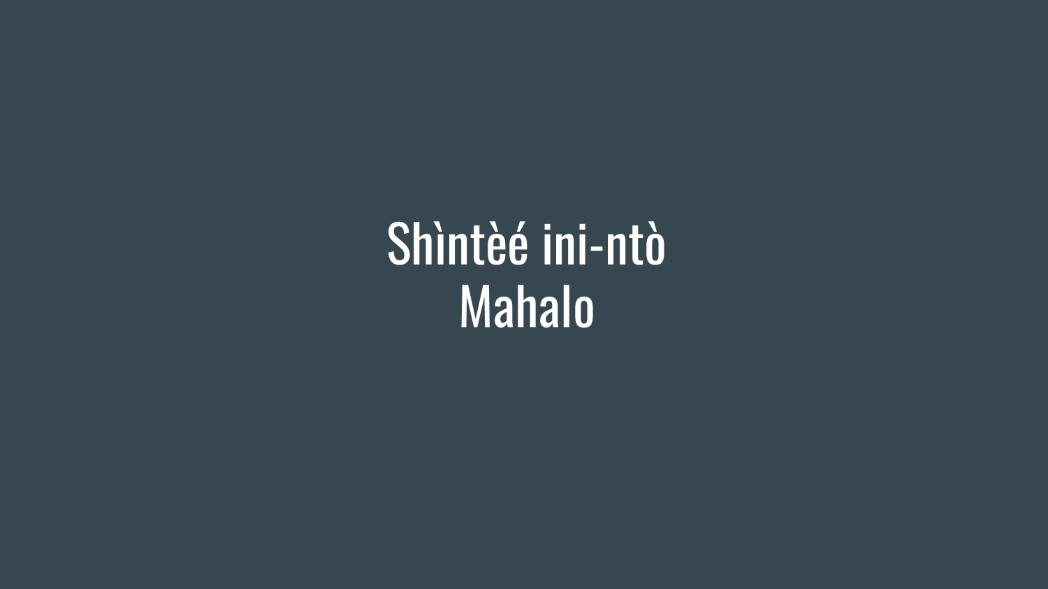Shìntèé ini-ntò

Mahalo